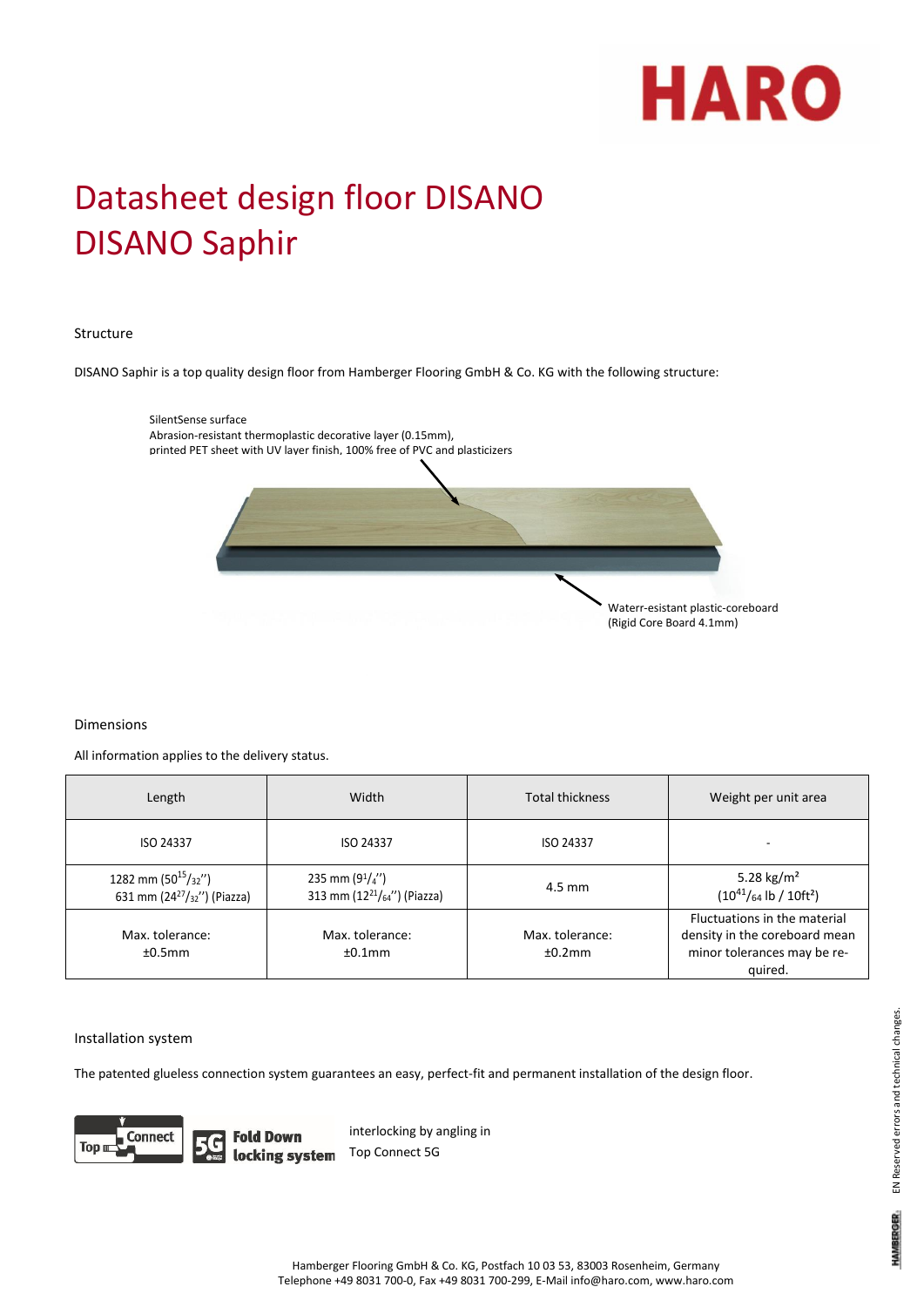HARO

# Datasheet design floor DISANO
# DISANO Saphir

## Structure

DISANO Saphir is a top quality design floor from Hamberger Flooring GmbH & Co. KG with the following structure:

SilentSense surface
Abrasion-resistant thermoplastic decorative layer (0.15mm),
printed PET sheet with UV layer finish, 100% free of PVC and plasticizers

Waterr-esistant plastic-coreboard
(Rigid Core Board 4.1mm)

## Dimensions

All information applies to the delivery status.

| Length | Width | Total thickness | Weight per unit area |
|---|---|---|---|
| ISO 24337 | ISO 24337 | ISO 24337 | - |
| 1282 mm ($50^{15}/_{32}$'')<br>631 mm ($24^{27}/_{32}$'') (Piazza) | 235 mm ($9^{1}/_{4}$'')<br>313 mm ($12^{21}/_{64}$'') (Piazza) | 4.5 mm | 5.28 kg/m²<br>($10^{41}/_{64}$ lb / 10ft²) |
| Max. tolerance:<br>±0.5mm | Max. tolerance:<br>±0.1mm | Max. tolerance:<br>±0.2mm | Fluctuations in the material density in the coreboard mean minor tolerances may be re-quired. |

## Installation system

The patented glueless connection system guarantees an easy, perfect-fit and permanent installation of the design floor.

Top Connect | 5G Fold Down locking system

interlocking by angling in
Top Connect 5G

EN Reserved errors and technical changes.

Hamberger Flooring GmbH & Co. KG, Postfach 10 03 53, 83003 Rosenheim, Germany
Telephone +49 8031 700-0, Fax +49 8031 700-299, E-Mail info@haro.com, www.haro.com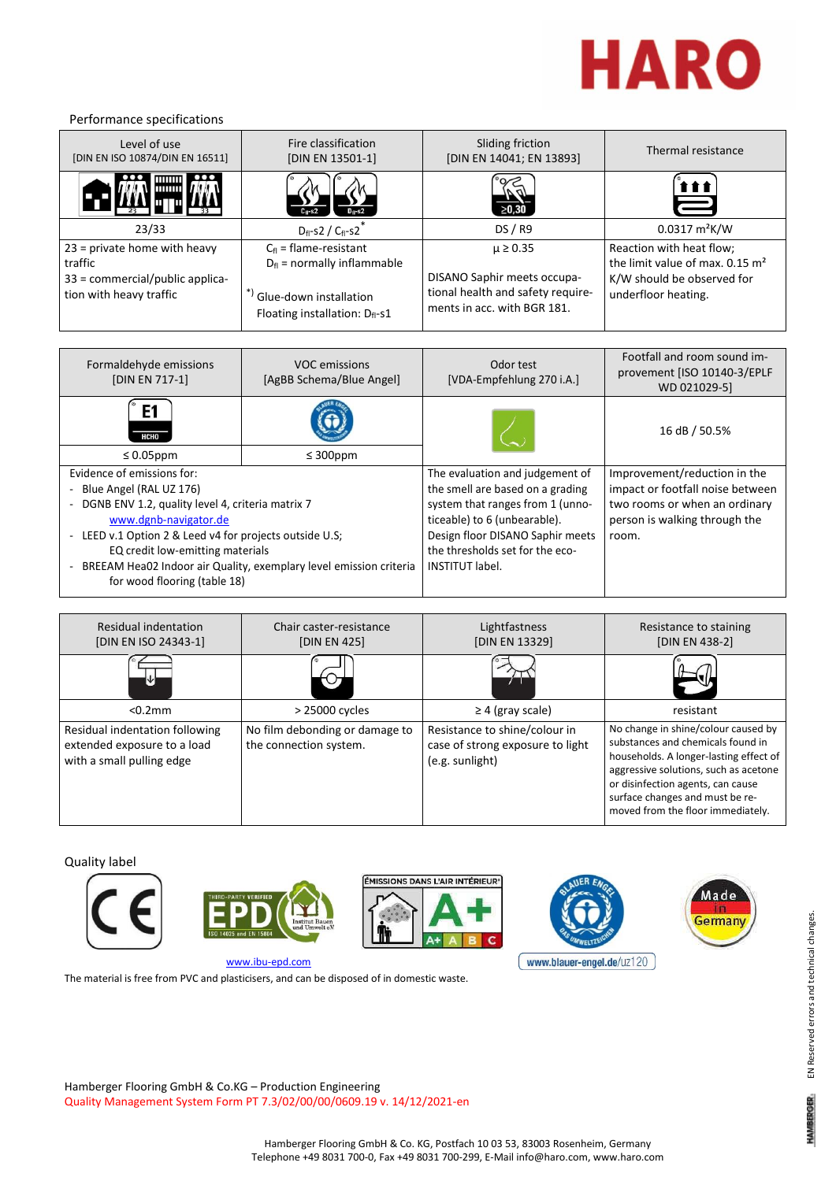Performance specifications

| Level of use [DIN EN ISO 10874/DIN EN 16511] | Fire classification [DIN EN 13501-1] | Sliding friction [DIN EN 14041; EN 13893] | Thermal resistance |
|---|---|---|---|
| 23/33 | $D_{fl}$-s2 / $C_{fl}$-s2* | DS / R9 | 0.0317 m²K/W |
| 23 = private home with heavy traffic<br>33 = commercial/public application with heavy traffic | $C_{fl}$ = flame-resistant<br>$D_{fl}$ = normally inflammable<br><br>*) Glue-down installation<br>Floating installation: $D_{fl}$-s1 | μ ≥ 0.35<br><br>DISANO Saphir meets occupational health and safety requirements in acc. with BGR 181. | Reaction with heat flow; the limit value of max. 0.15 m² K/W should be observed for underfloor heating. |

| Formaldehyde emissions [DIN EN 717-1] | VOC emissions [AgBB Schema/Blue Angel] | Odor test [VDA-Empfehlung 270 i.A.] | Footfall and room sound improvement [ISO 10140-3/EPLF WD 021029-5] |
|---|---|---|---|
| ≤ 0.05ppm | ≤ 300ppm | | 16 dB / 50.5% |
| Evidence of emissions for:<br>- Blue Angel (RAL UZ 176)<br>- DGNB ENV 1.2, quality level 4, criteria matrix 7 www.dgnb-navigator.de<br>- LEED v.1 Option 2 & Leed v4 for projects outside U.S; EQ credit low-emitting materials<br>- BREEAM Hea02 Indoor air Quality, exemplary level emission criteria for wood flooring (table 18) | | The evaluation and judgement of the smell are based on a grading system that ranges from 1 (unnoticeable) to 6 (unbearable). Design floor DISANO Saphir meets the thresholds set for the eco-INSTITUT label. | Improvement/reduction in the impact or footfall noise between two rooms or when an ordinary person is walking through the room. |

| Residual indentation [DIN EN ISO 24343-1] | Chair caster-resistance [DIN EN 425] | Lightfastness [DIN EN 13329] | Resistance to staining [DIN EN 438-2] |
|---|---|---|---|
| <0.2mm | > 25000 cycles | ≥ 4 (gray scale) | resistant |
| Residual indentation following extended exposure to a load with a small pulling edge | No film debonding or damage to the connection system. | Resistance to shine/colour in case of strong exposure to light (e.g. sunlight) | No change in shine/colour caused by substances and chemicals found in households. A longer-lasting effect of aggressive solutions, such as acetone or disinfection agents, can cause surface changes and must be removed from the floor immediately. |

Quality label

www.ibu-epd.com

www.blauer-engel.de/uz120

The material is free from PVC and plasticisers, and can be disposed of in domestic waste.

Hamberger Flooring GmbH & Co.KG – Production Engineering
Quality Management System Form PT 7.3/02/00/00/0609.19 v. 14/12/2021-en

Hamberger Flooring GmbH & Co. KG, Postfach 10 03 53, 83003 Rosenheim, Germany
Telephone +49 8031 700-0, Fax +49 8031 700-299, E-Mail info@haro.com, www.haro.com

EN Reserved errors and technical changes.